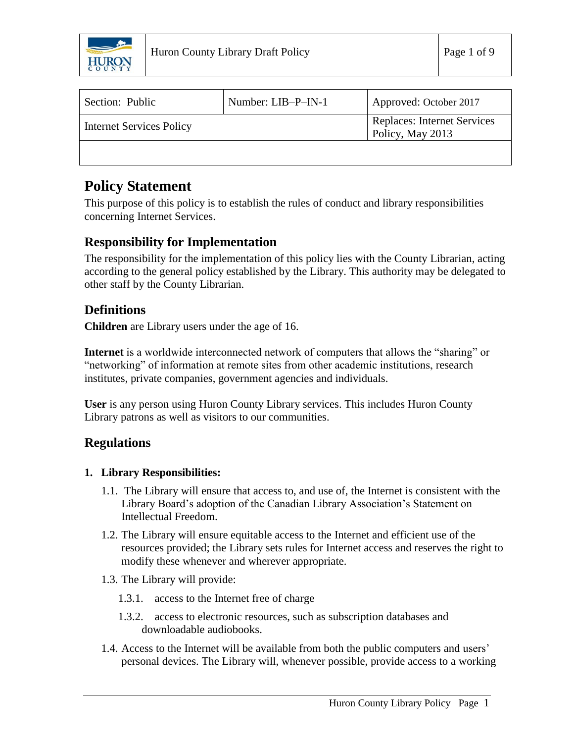| Section: Public | Number: LIB–P–IN-1 | Approved: October 2017 |
| --- | --- | --- |
| Internet Services Policy | | Replaces: Internet Services Policy, May 2013 |
| | | |

## Policy Statement

This purpose of this policy is to establish the rules of conduct and library responsibilities concerning Internet Services.

### Responsibility for Implementation

The responsibility for the implementation of this policy lies with the County Librarian, acting according to the general policy established by the Library. This authority may be delegated to other staff by the County Librarian.

### Definitions

**Children** are Library users under the age of 16.

**Internet** is a worldwide interconnected network of computers that allows the "sharing" or "networking" of information at remote sites from other academic institutions, research institutes, private companies, government agencies and individuals.

**User** is any person using Huron County Library services. This includes Huron County Library patrons as well as visitors to our communities.

### Regulations

**1. Library Responsibilities:**

1.1. The Library will ensure that access to, and use of, the Internet is consistent with the Library Board's adoption of the Canadian Library Association's Statement on Intellectual Freedom.

1.2. The Library will ensure equitable access to the Internet and efficient use of the resources provided; the Library sets rules for Internet access and reserves the right to modify these whenever and wherever appropriate.

1.3. The Library will provide:

1.3.1. access to the Internet free of charge

1.3.2. access to electronic resources, such as subscription databases and downloadable audiobooks.

1.4. Access to the Internet will be available from both the public computers and users' personal devices. The Library will, whenever possible, provide access to a working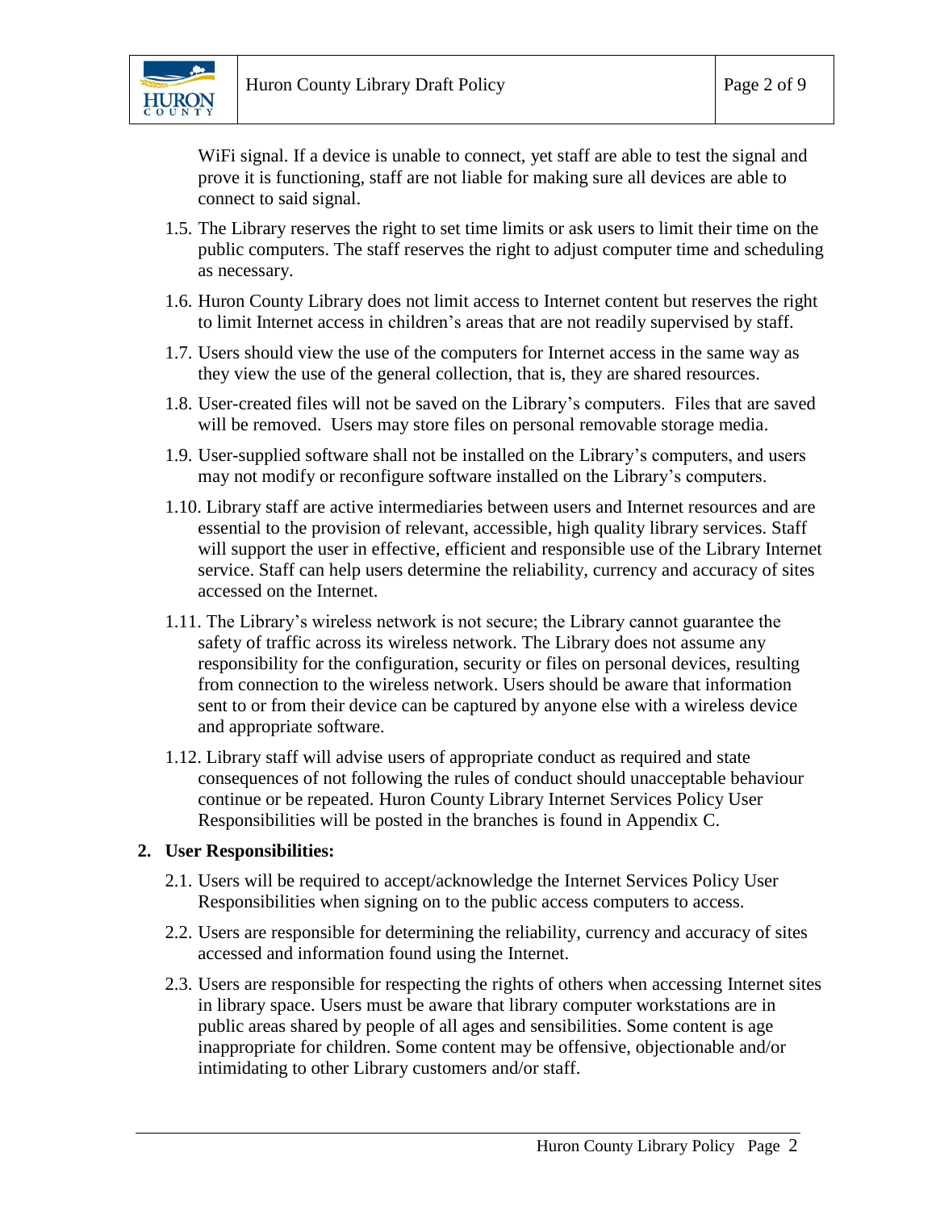WiFi signal. If a device is unable to connect, yet staff are able to test the signal and prove it is functioning, staff are not liable for making sure all devices are able to connect to said signal.

1.5. The Library reserves the right to set time limits or ask users to limit their time on the public computers. The staff reserves the right to adjust computer time and scheduling as necessary.

1.6. Huron County Library does not limit access to Internet content but reserves the right to limit Internet access in children's areas that are not readily supervised by staff.

1.7. Users should view the use of the computers for Internet access in the same way as they view the use of the general collection, that is, they are shared resources.

1.8. User-created files will not be saved on the Library's computers. Files that are saved will be removed. Users may store files on personal removable storage media.

1.9. User-supplied software shall not be installed on the Library's computers, and users may not modify or reconfigure software installed on the Library's computers.

1.10. Library staff are active intermediaries between users and Internet resources and are essential to the provision of relevant, accessible, high quality library services. Staff will support the user in effective, efficient and responsible use of the Library Internet service. Staff can help users determine the reliability, currency and accuracy of sites accessed on the Internet.

1.11. The Library's wireless network is not secure; the Library cannot guarantee the safety of traffic across its wireless network. The Library does not assume any responsibility for the configuration, security or files on personal devices, resulting from connection to the wireless network. Users should be aware that information sent to or from their device can be captured by anyone else with a wireless device and appropriate software.

1.12. Library staff will advise users of appropriate conduct as required and state consequences of not following the rules of conduct should unacceptable behaviour continue or be repeated. Huron County Library Internet Services Policy User Responsibilities will be posted in the branches is found in Appendix C.

**2. User Responsibilities:**

2.1. Users will be required to accept/acknowledge the Internet Services Policy User Responsibilities when signing on to the public access computers to access.

2.2. Users are responsible for determining the reliability, currency and accuracy of sites accessed and information found using the Internet.

2.3. Users are responsible for respecting the rights of others when accessing Internet sites in library space. Users must be aware that library computer workstations are in public areas shared by people of all ages and sensibilities. Some content is age inappropriate for children. Some content may be offensive, objectionable and/or intimidating to other Library customers and/or staff.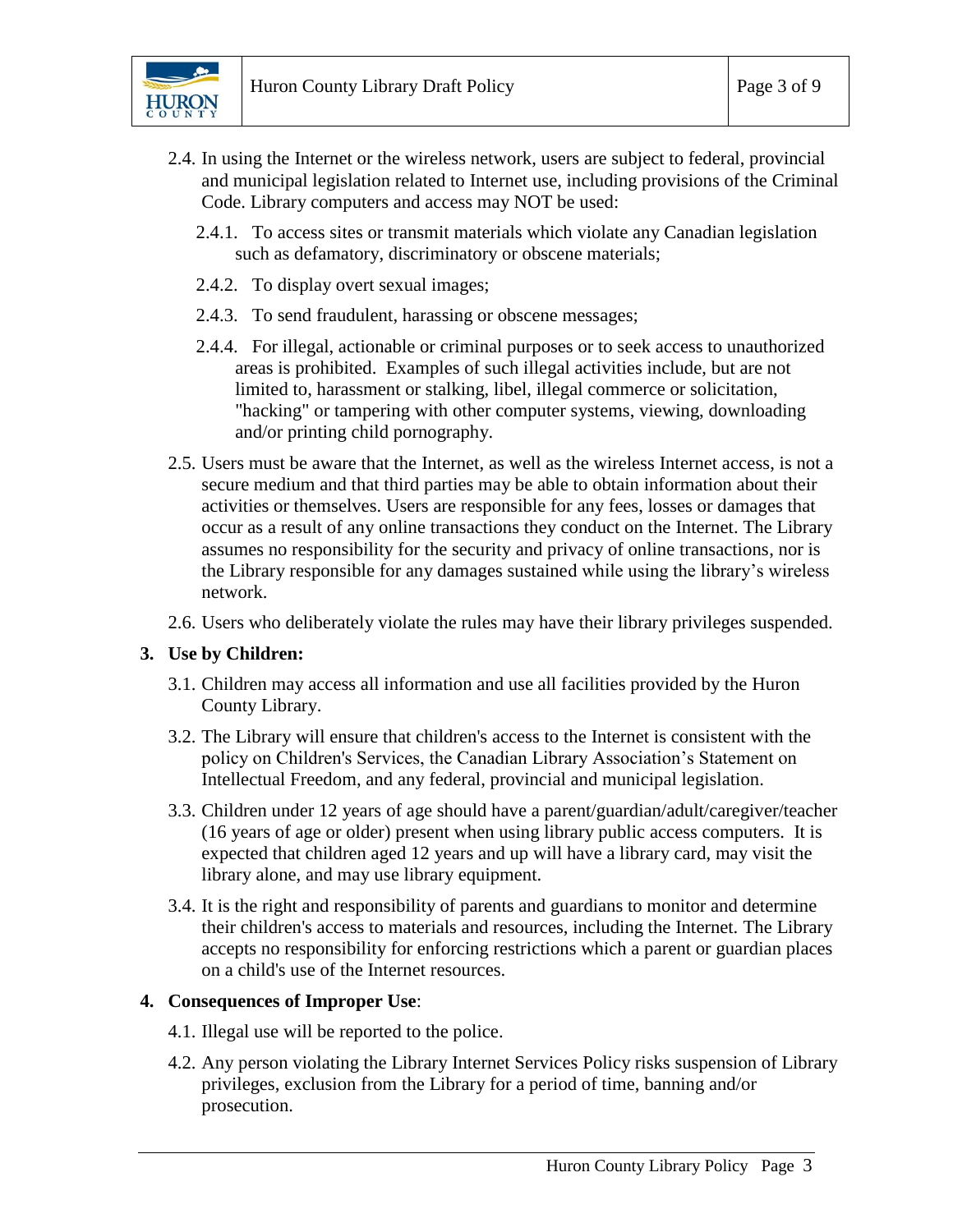2.4. In using the Internet or the wireless network, users are subject to federal, provincial and municipal legislation related to Internet use, including provisions of the Criminal Code. Library computers and access may NOT be used:

  2.4.1. To access sites or transmit materials which violate any Canadian legislation such as defamatory, discriminatory or obscene materials;

  2.4.2. To display overt sexual images;

  2.4.3. To send fraudulent, harassing or obscene messages;

  2.4.4. For illegal, actionable or criminal purposes or to seek access to unauthorized areas is prohibited. Examples of such illegal activities include, but are not limited to, harassment or stalking, libel, illegal commerce or solicitation, "hacking" or tampering with other computer systems, viewing, downloading and/or printing child pornography.

2.5. Users must be aware that the Internet, as well as the wireless Internet access, is not a secure medium and that third parties may be able to obtain information about their activities or themselves. Users are responsible for any fees, losses or damages that occur as a result of any online transactions they conduct on the Internet. The Library assumes no responsibility for the security and privacy of online transactions, nor is the Library responsible for any damages sustained while using the library's wireless network.

2.6. Users who deliberately violate the rules may have their library privileges suspended.

**3. Use by Children:**

3.1. Children may access all information and use all facilities provided by the Huron County Library.

3.2. The Library will ensure that children's access to the Internet is consistent with the policy on Children's Services, the Canadian Library Association's Statement on Intellectual Freedom, and any federal, provincial and municipal legislation.

3.3. Children under 12 years of age should have a parent/guardian/adult/caregiver/teacher (16 years of age or older) present when using library public access computers. It is expected that children aged 12 years and up will have a library card, may visit the library alone, and may use library equipment.

3.4. It is the right and responsibility of parents and guardians to monitor and determine their children's access to materials and resources, including the Internet. The Library accepts no responsibility for enforcing restrictions which a parent or guardian places on a child's use of the Internet resources.

**4. Consequences of Improper Use**:

4.1. Illegal use will be reported to the police.

4.2. Any person violating the Library Internet Services Policy risks suspension of Library privileges, exclusion from the Library for a period of time, banning and/or prosecution.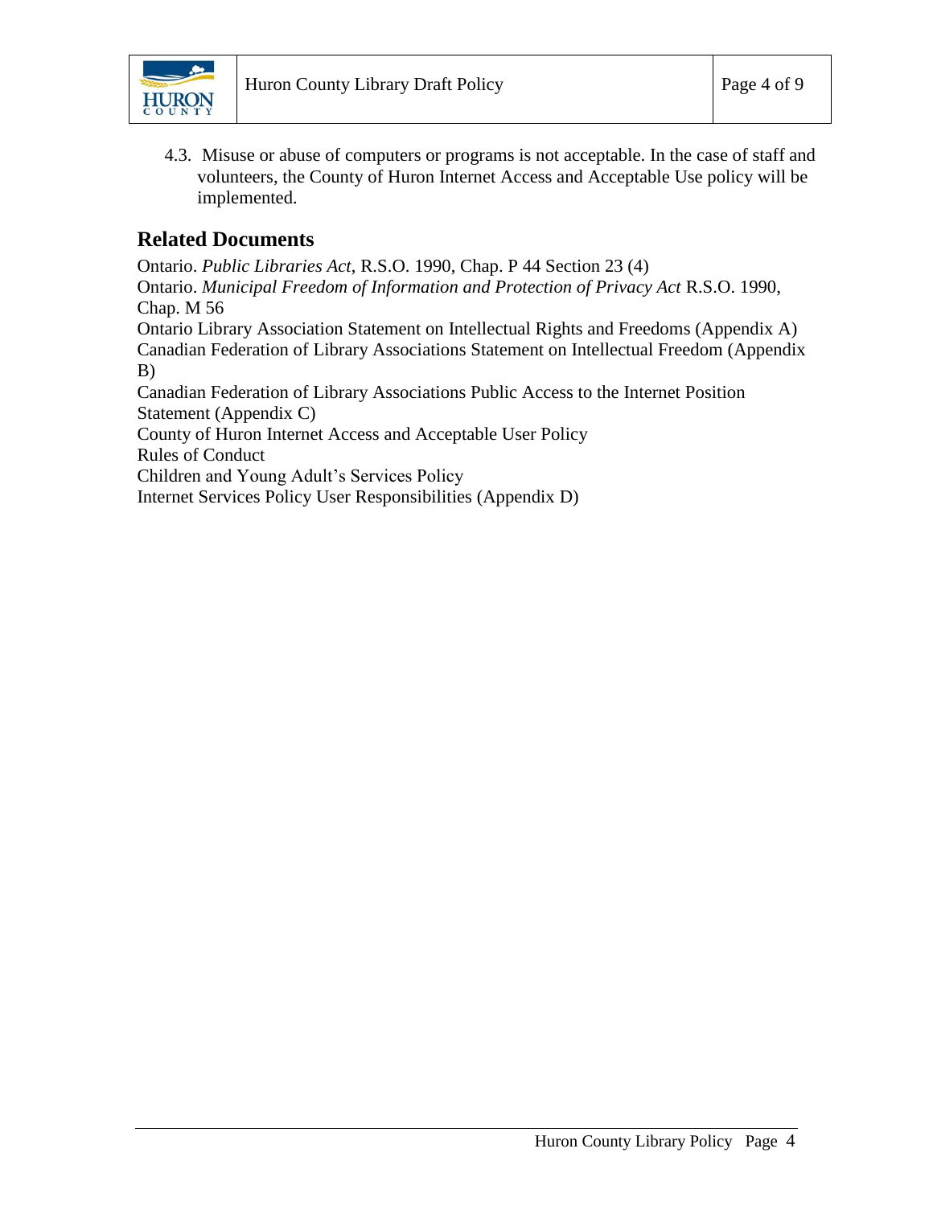4.3. Misuse or abuse of computers or programs is not acceptable. In the case of staff and volunteers, the County of Huron Internet Access and Acceptable Use policy will be implemented.

## Related Documents

Ontario. *Public Libraries Act*, R.S.O. 1990, Chap. P 44 Section 23 (4)
Ontario. *Municipal Freedom of Information and Protection of Privacy Act* R.S.O. 1990, Chap. M 56
Ontario Library Association Statement on Intellectual Rights and Freedoms (Appendix A)
Canadian Federation of Library Associations Statement on Intellectual Freedom (Appendix B)
Canadian Federation of Library Associations Public Access to the Internet Position Statement (Appendix C)
County of Huron Internet Access and Acceptable User Policy
Rules of Conduct
Children and Young Adult's Services Policy
Internet Services Policy User Responsibilities (Appendix D)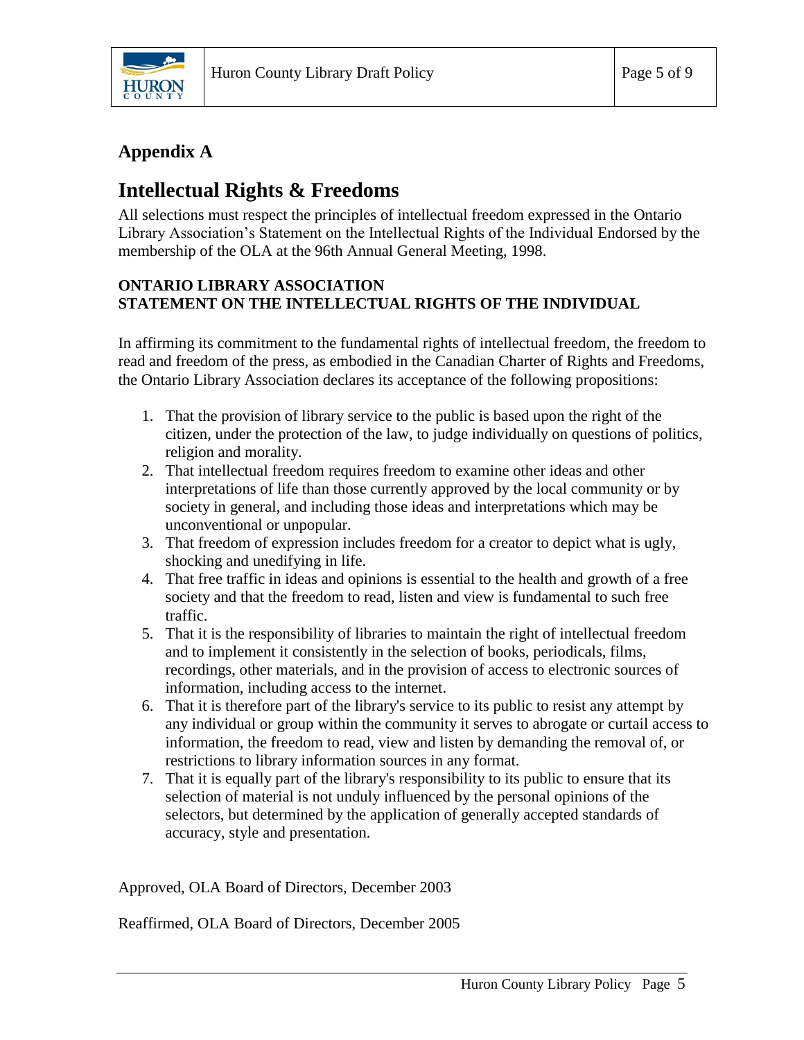## Appendix A

# Intellectual Rights & Freedoms

All selections must respect the principles of intellectual freedom expressed in the Ontario Library Association's Statement on the Intellectual Rights of the Individual Endorsed by the membership of the OLA at the 96th Annual General Meeting, 1998.

**ONTARIO LIBRARY ASSOCIATION**
**STATEMENT ON THE INTELLECTUAL RIGHTS OF THE INDIVIDUAL**

In affirming its commitment to the fundamental rights of intellectual freedom, the freedom to read and freedom of the press, as embodied in the Canadian Charter of Rights and Freedoms, the Ontario Library Association declares its acceptance of the following propositions:

1. That the provision of library service to the public is based upon the right of the citizen, under the protection of the law, to judge individually on questions of politics, religion and morality.
2. That intellectual freedom requires freedom to examine other ideas and other interpretations of life than those currently approved by the local community or by society in general, and including those ideas and interpretations which may be unconventional or unpopular.
3. That freedom of expression includes freedom for a creator to depict what is ugly, shocking and unedifying in life.
4. That free traffic in ideas and opinions is essential to the health and growth of a free society and that the freedom to read, listen and view is fundamental to such free traffic.
5. That it is the responsibility of libraries to maintain the right of intellectual freedom and to implement it consistently in the selection of books, periodicals, films, recordings, other materials, and in the provision of access to electronic sources of information, including access to the internet.
6. That it is therefore part of the library's service to its public to resist any attempt by any individual or group within the community it serves to abrogate or curtail access to information, the freedom to read, view and listen by demanding the removal of, or restrictions to library information sources in any format.
7. That it is equally part of the library's responsibility to its public to ensure that its selection of material is not unduly influenced by the personal opinions of the selectors, but determined by the application of generally accepted standards of accuracy, style and presentation.

Approved, OLA Board of Directors, December 2003

Reaffirmed, OLA Board of Directors, December 2005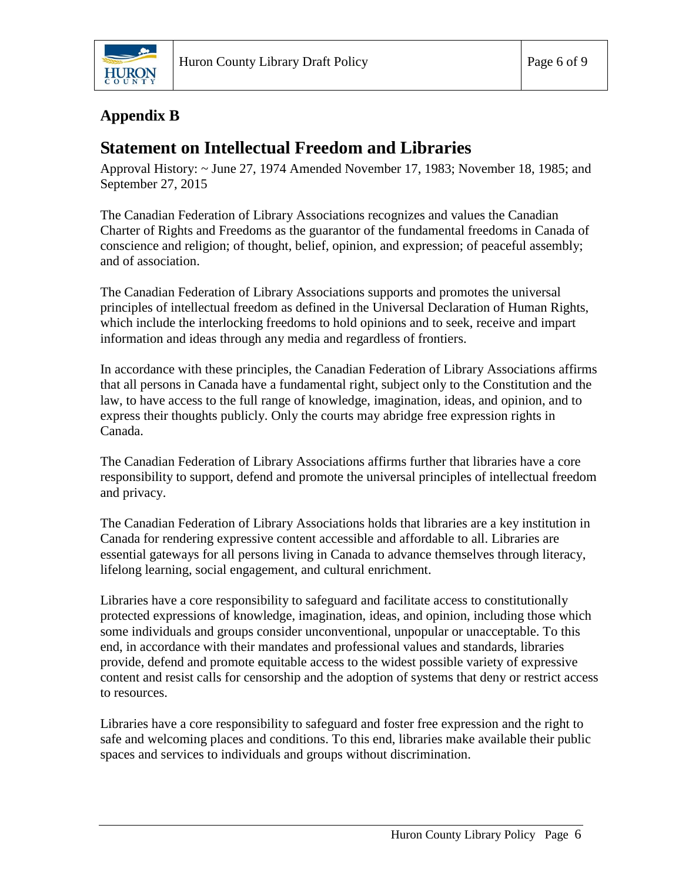## Appendix B

# Statement on Intellectual Freedom and Libraries

Approval History: ~ June 27, 1974 Amended November 17, 1983; November 18, 1985; and September 27, 2015

The Canadian Federation of Library Associations recognizes and values the Canadian Charter of Rights and Freedoms as the guarantor of the fundamental freedoms in Canada of conscience and religion; of thought, belief, opinion, and expression; of peaceful assembly; and of association.

The Canadian Federation of Library Associations supports and promotes the universal principles of intellectual freedom as defined in the Universal Declaration of Human Rights, which include the interlocking freedoms to hold opinions and to seek, receive and impart information and ideas through any media and regardless of frontiers.

In accordance with these principles, the Canadian Federation of Library Associations affirms that all persons in Canada have a fundamental right, subject only to the Constitution and the law, to have access to the full range of knowledge, imagination, ideas, and opinion, and to express their thoughts publicly. Only the courts may abridge free expression rights in Canada.

The Canadian Federation of Library Associations affirms further that libraries have a core responsibility to support, defend and promote the universal principles of intellectual freedom and privacy.

The Canadian Federation of Library Associations holds that libraries are a key institution in Canada for rendering expressive content accessible and affordable to all. Libraries are essential gateways for all persons living in Canada to advance themselves through literacy, lifelong learning, social engagement, and cultural enrichment.

Libraries have a core responsibility to safeguard and facilitate access to constitutionally protected expressions of knowledge, imagination, ideas, and opinion, including those which some individuals and groups consider unconventional, unpopular or unacceptable. To this end, in accordance with their mandates and professional values and standards, libraries provide, defend and promote equitable access to the widest possible variety of expressive content and resist calls for censorship and the adoption of systems that deny or restrict access to resources.

Libraries have a core responsibility to safeguard and foster free expression and the right to safe and welcoming places and conditions. To this end, libraries make available their public spaces and services to individuals and groups without discrimination.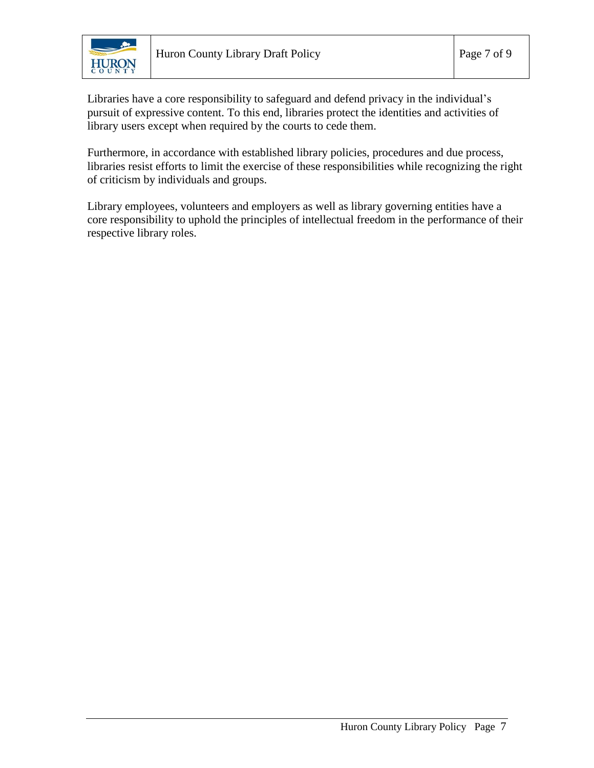Libraries have a core responsibility to safeguard and defend privacy in the individual's pursuit of expressive content. To this end, libraries protect the identities and activities of library users except when required by the courts to cede them.

Furthermore, in accordance with established library policies, procedures and due process, libraries resist efforts to limit the exercise of these responsibilities while recognizing the right of criticism by individuals and groups.

Library employees, volunteers and employers as well as library governing entities have a core responsibility to uphold the principles of intellectual freedom in the performance of their respective library roles.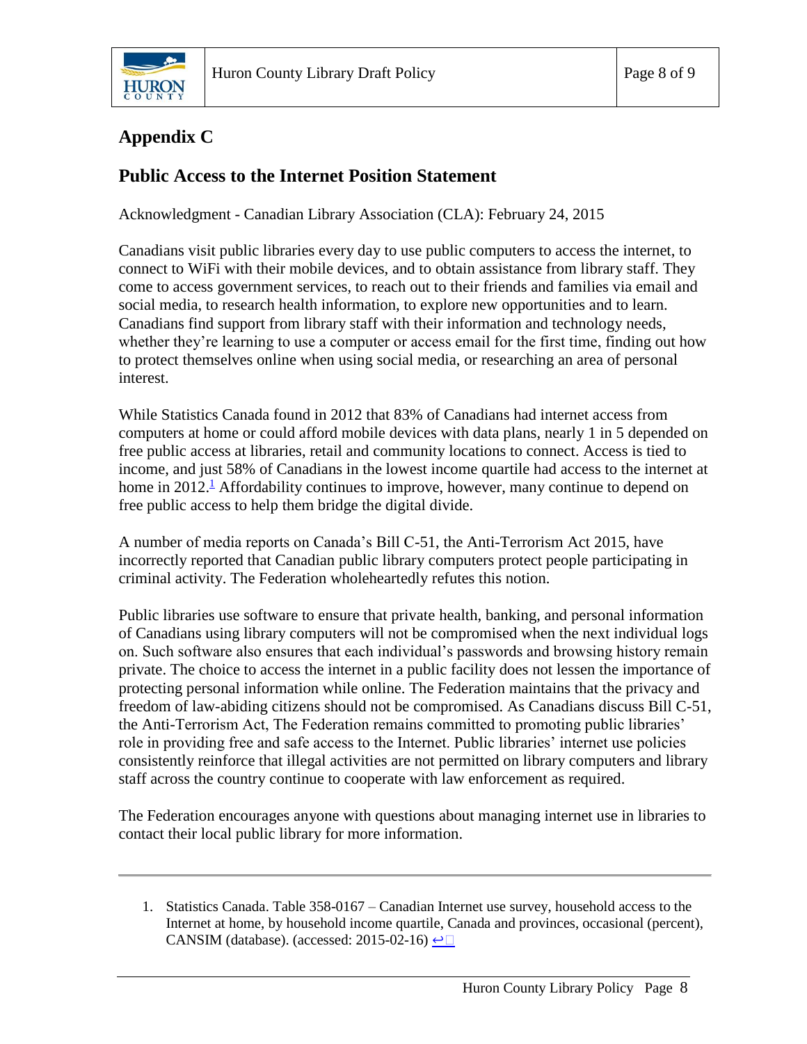## Appendix C

## Public Access to the Internet Position Statement

Acknowledgment - Canadian Library Association (CLA): February 24, 2015

Canadians visit public libraries every day to use public computers to access the internet, to connect to WiFi with their mobile devices, and to obtain assistance from library staff. They come to access government services, to reach out to their friends and families via email and social media, to research health information, to explore new opportunities and to learn. Canadians find support from library staff with their information and technology needs, whether they're learning to use a computer or access email for the first time, finding out how to protect themselves online when using social media, or researching an area of personal interest.

While Statistics Canada found in 2012 that 83% of Canadians had internet access from computers at home or could afford mobile devices with data plans, nearly 1 in 5 depended on free public access at libraries, retail and community locations to connect. Access is tied to income, and just 58% of Canadians in the lowest income quartile had access to the internet at home in 2012.[1] Affordability continues to improve, however, many continue to depend on free public access to help them bridge the digital divide.

A number of media reports on Canada's Bill C-51, the Anti-Terrorism Act 2015, have incorrectly reported that Canadian public library computers protect people participating in criminal activity. The Federation wholeheartedly refutes this notion.

Public libraries use software to ensure that private health, banking, and personal information of Canadians using library computers will not be compromised when the next individual logs on. Such software also ensures that each individual's passwords and browsing history remain private. The choice to access the internet in a public facility does not lessen the importance of protecting personal information while online. The Federation maintains that the privacy and freedom of law-abiding citizens should not be compromised. As Canadians discuss Bill C-51, the Anti-Terrorism Act, The Federation remains committed to promoting public libraries' role in providing free and safe access to the Internet. Public libraries' internet use policies consistently reinforce that illegal activities are not permitted on library computers and library staff across the country continue to cooperate with law enforcement as required.

The Federation encourages anyone with questions about managing internet use in libraries to contact their local public library for more information.

---

1. Statistics Canada. Table 358-0167 – Canadian Internet use survey, household access to the Internet at home, by household income quartile, Canada and provinces, occasional (percent), CANSIM (database). (accessed: 2015-02-16) ↩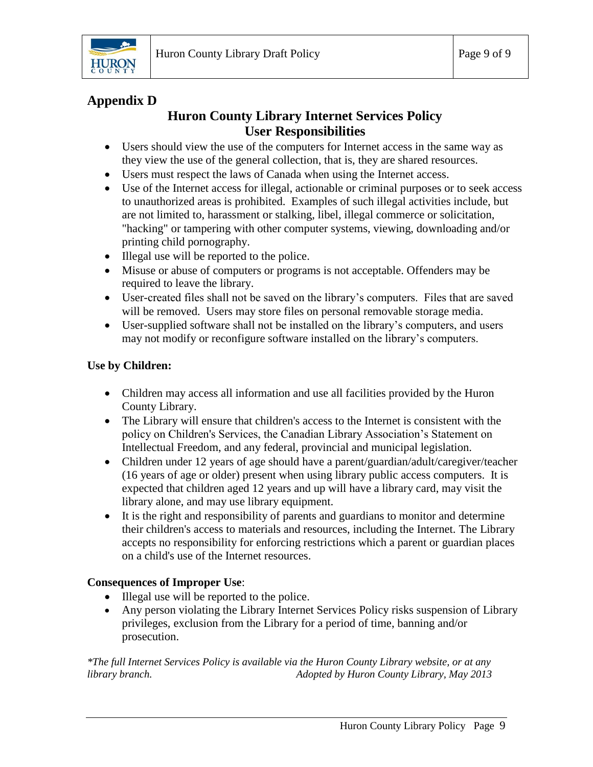## Appendix D

### Huron County Library Internet Services Policy
### User Responsibilities

- Users should view the use of the computers for Internet access in the same way as they view the use of the general collection, that is, they are shared resources.
- Users must respect the laws of Canada when using the Internet access.
- Use of the Internet access for illegal, actionable or criminal purposes or to seek access to unauthorized areas is prohibited. Examples of such illegal activities include, but are not limited to, harassment or stalking, libel, illegal commerce or solicitation, "hacking" or tampering with other computer systems, viewing, downloading and/or printing child pornography.
- Illegal use will be reported to the police.
- Misuse or abuse of computers or programs is not acceptable. Offenders may be required to leave the library.
- User-created files shall not be saved on the library's computers. Files that are saved will be removed. Users may store files on personal removable storage media.
- User-supplied software shall not be installed on the library's computers, and users may not modify or reconfigure software installed on the library's computers.

**Use by Children:**

- Children may access all information and use all facilities provided by the Huron County Library.
- The Library will ensure that children's access to the Internet is consistent with the policy on Children's Services, the Canadian Library Association's Statement on Intellectual Freedom, and any federal, provincial and municipal legislation.
- Children under 12 years of age should have a parent/guardian/adult/caregiver/teacher (16 years of age or older) present when using library public access computers. It is expected that children aged 12 years and up will have a library card, may visit the library alone, and may use library equipment.
- It is the right and responsibility of parents and guardians to monitor and determine their children's access to materials and resources, including the Internet. The Library accepts no responsibility for enforcing restrictions which a parent or guardian places on a child's use of the Internet resources.

**Consequences of Improper Use**:

- Illegal use will be reported to the police.
- Any person violating the Library Internet Services Policy risks suspension of Library privileges, exclusion from the Library for a period of time, banning and/or prosecution.

*\*The full Internet Services Policy is available via the Huron County Library website, or at any library branch.* *Adopted by Huron County Library, May 2013*